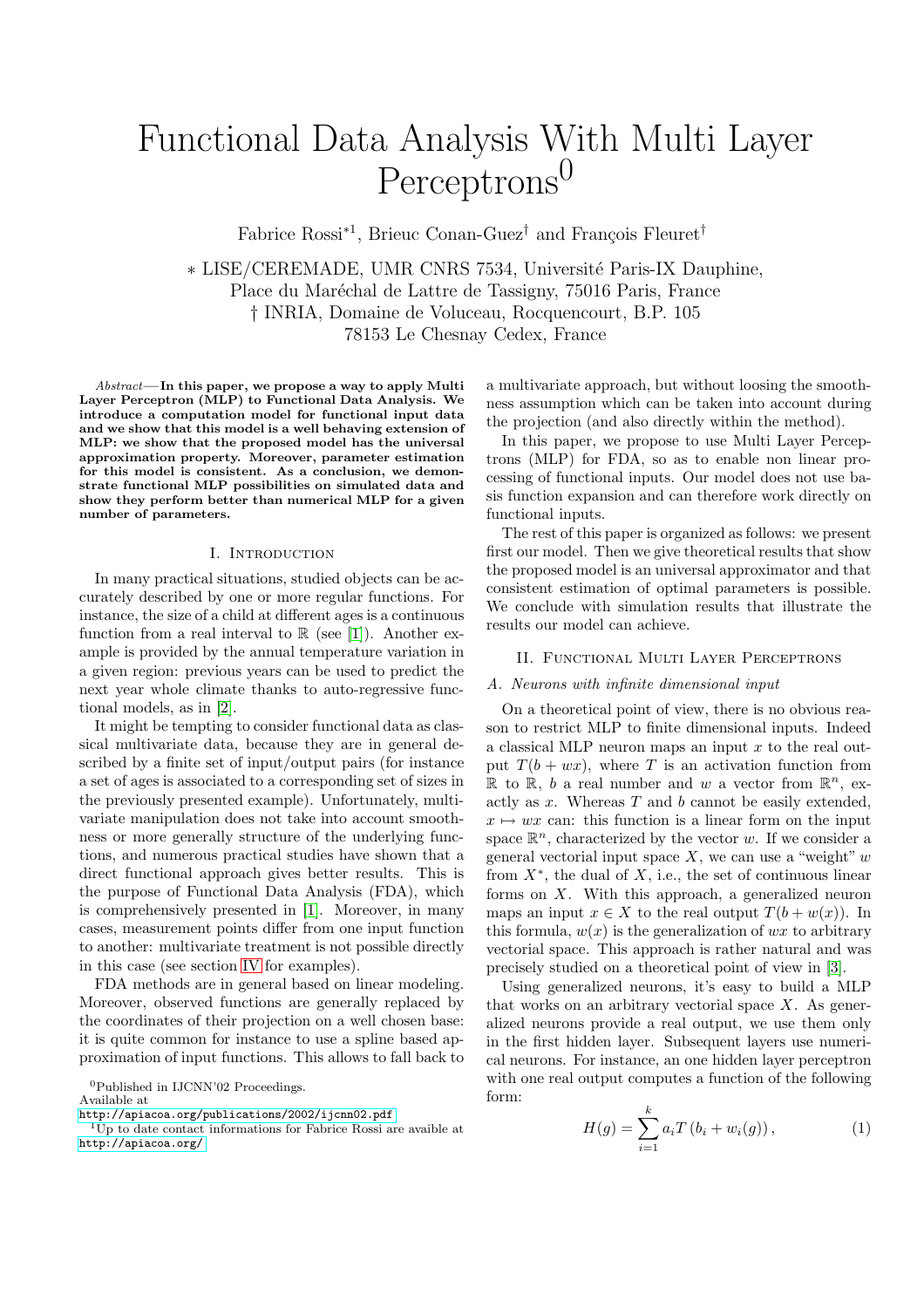# Functional Data Analysis With Multi Layer Perceptrons[0]

Fabrice Rossi*[1], Brieuc Conan-Guez† and François Fleuret†

∗ LISE/CEREMADE, UMR CNRS 7534, Université Paris-IX Dauphine,
Place du Maréchal de Lattre de Tassigny, 75016 Paris, France
† INRIA, Domaine de Voluceau, Rocquencourt, B.P. 105
78153 Le Chesnay Cedex, France

*Abstract*—**In this paper, we propose a way to apply Multi Layer Perceptron (MLP) to Functional Data Analysis. We introduce a computation model for functional input data and we show that this model is a well behaving extension of MLP: we show that the proposed model has the universal approximation property. Moreover, parameter estimation for this model is consistent. As a conclusion, we demonstrate functional MLP possibilities on simulated data and show they perform better than numerical MLP for a given number of parameters.**

## I. Introduction

In many practical situations, studied objects can be accurately described by one or more regular functions. For instance, the size of a child at different ages is a continuous function from a real interval to $\mathbb{R}$ (see [1]). Another example is provided by the annual temperature variation in a given region: previous years can be used to predict the next year whole climate thanks to auto-regressive functional models, as in [2].

It might be tempting to consider functional data as classical multivariate data, because they are in general described by a finite set of input/output pairs (for instance a set of ages is associated to a corresponding set of sizes in the previously presented example). Unfortunately, multivariate manipulation does not take into account smoothness or more generally structure of the underlying functions, and numerous practical studies have shown that a direct functional approach gives better results. This is the purpose of Functional Data Analysis (FDA), which is comprehensively presented in [1]. Moreover, in many cases, measurement points differ from one input function to another: multivariate treatment is not possible directly in this case (see section IV for examples).

FDA methods are in general based on linear modeling. Moreover, observed functions are generally replaced by the coordinates of their projection on a well chosen base: it is quite common for instance to use a spline based approximation of input functions. This allows to fall back to a multivariate approach, but without loosing the smoothness assumption which can be taken into account during the projection (and also directly within the method).

In this paper, we propose to use Multi Layer Perceptrons (MLP) for FDA, so as to enable non linear processing of functional inputs. Our model does not use basis function expansion and can therefore work directly on functional inputs.

The rest of this paper is organized as follows: we present first our model. Then we give theoretical results that show the proposed model is an universal approximator and that consistent estimation of optimal parameters is possible. We conclude with simulation results that illustrate the results our model can achieve.

## II. Functional Multi Layer Perceptrons

### A. Neurons with infinite dimensional input

On a theoretical point of view, there is no obvious reason to restrict MLP to finite dimensional inputs. Indeed a classical MLP neuron maps an input $x$ to the real output $T(b + wx)$, where $T$ is an activation function from $\mathbb{R}$ to $\mathbb{R}$, $b$ a real number and $w$ a vector from $\mathbb{R}^n$, exactly as $x$. Whereas $T$ and $b$ cannot be easily extended, $x \mapsto wx$ can: this function is a linear form on the input space $\mathbb{R}^n$, characterized by the vector $w$. If we consider a general vectorial input space $X$, we can use a "weight" $w$ from $X^*$, the dual of $X$, i.e., the set of continuous linear forms on $X$. With this approach, a generalized neuron maps an input $x \in X$ to the real output $T(b + w(x))$. In this formula, $w(x)$ is the generalization of $wx$ to arbitrary vectorial space. This approach is rather natural and was precisely studied on a theoretical point of view in [3].

Using generalized neurons, it's easy to build a MLP that works on an arbitrary vectorial space $X$. As generalized neurons provide a real output, we use them only in the first hidden layer. Subsequent layers use numerical neurons. For instance, an one hidden layer perceptron with one real output computes a function of the following form:

$$H(g) = \sum_{i=1}^{k} a_i T\left(b_i + w_i(g)\right), \tag{1}$$

[0]Published in IJCNN'02 Proceedings.
Available at
http://apiacoa.org/publications/2002/ijcnn02.pdf

[1]Up to date contact informations for Fabrice Rossi are avaible at
http://apiacoa.org/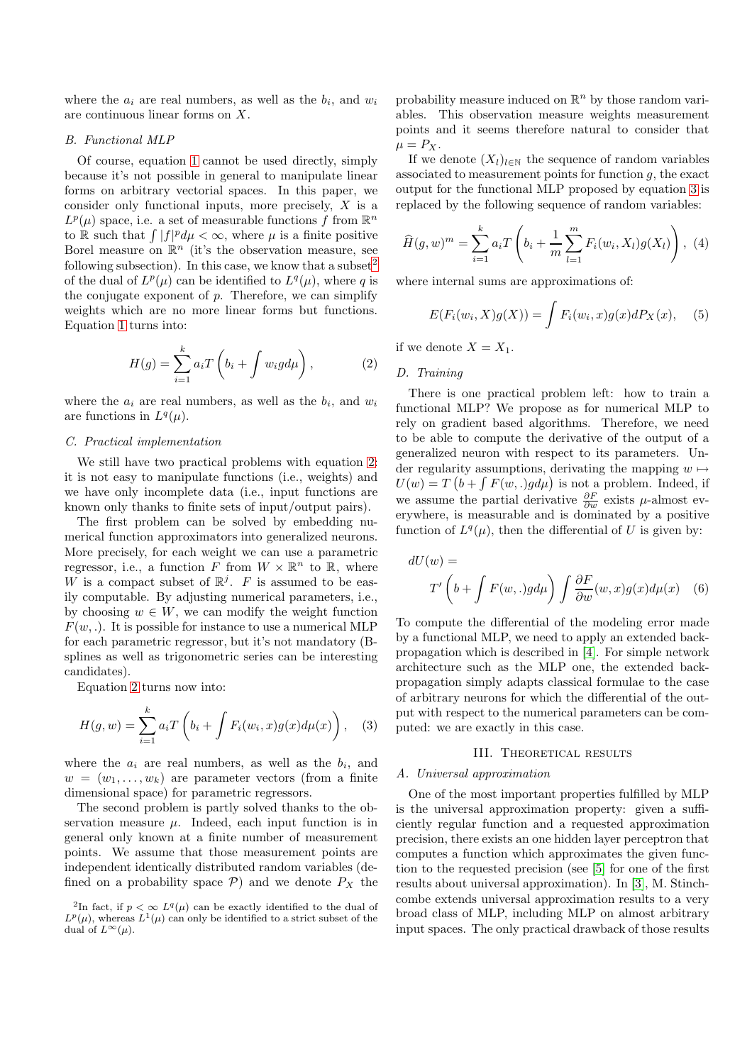where the $a_i$ are real numbers, as well as the $b_i$, and $w_i$ are continuous linear forms on $X$.

### B. Functional MLP

Of course, equation 1 cannot be used directly, simply because it's not possible in general to manipulate linear forms on arbitrary vectorial spaces. In this paper, we consider only functional inputs, more precisely, $X$ is a $L^p(\mu)$ space, i.e. a set of measurable functions $f$ from $\mathbb{R}^n$ to $\mathbb{R}$ such that $\int |f|^p d\mu < \infty$, where $\mu$ is a finite positive Borel measure on $\mathbb{R}^n$ (it's the observation measure, see following subsection). In this case, we know that a subset[2] of the dual of $L^p(\mu)$ can be identified to $L^q(\mu)$, where $q$ is the conjugate exponent of $p$. Therefore, we can simplify weights which are no more linear forms but functions. Equation 1 turns into:

$$H(g) = \sum_{i=1}^{k} a_i T\left(b_i + \int w_i g d\mu\right), \qquad (2)$$

where the $a_i$ are real numbers, as well as the $b_i$, and $w_i$ are functions in $L^q(\mu)$.

### C. Practical implementation

We still have two practical problems with equation 2: it is not easy to manipulate functions (i.e., weights) and we have only incomplete data (i.e., input functions are known only thanks to finite sets of input/output pairs).

The first problem can be solved by embedding numerical function approximators into generalized neurons. More precisely, for each weight we can use a parametric regressor, i.e., a function $F$ from $W \times \mathbb{R}^n$ to $\mathbb{R}$, where $W$ is a compact subset of $\mathbb{R}^j$. $F$ is assumed to be easily computable. By adjusting numerical parameters, i.e., by choosing $w \in W$, we can modify the weight function $F(w, .)$. It is possible for instance to use a numerical MLP for each parametric regressor, but it's not mandatory (B-splines as well as trigonometric series can be interesting candidates).

Equation 2 turns now into:

$$H(g, w) = \sum_{i=1}^{k} a_i T\left(b_i + \int F_i(w_i, x) g(x) d\mu(x)\right), \qquad (3)$$

where the $a_i$ are real numbers, as well as the $b_i$, and $w = (w_1, \ldots, w_k)$ are parameter vectors (from a finite dimensional space) for parametric regressors.

The second problem is partly solved thanks to the observation measure $\mu$. Indeed, each input function is in general only known at a finite number of measurement points. We assume that those measurement points are independent identically distributed random variables (defined on a probability space $\mathcal{P}$) and we denote $P_X$ the probability measure induced on $\mathbb{R}^n$ by those random variables. This observation measure weights measurement points and it seems therefore natural to consider that $\mu = P_X$.

If we denote $(X_l)_{l\in\mathbb{N}}$ the sequence of random variables associated to measurement points for function $g$, the exact output for the functional MLP proposed by equation 3 is replaced by the following sequence of random variables:

$$\widehat{H}(g, w)^m = \sum_{i=1}^{k} a_i T\left(b_i + \frac{1}{m}\sum_{l=1}^{m} F_i(w_i, X_l) g(X_l)\right), \qquad (4)$$

where internal sums are approximations of:

$$E(F_i(w_i, X) g(X)) = \int F_i(w_i, x) g(x) dP_X(x), \qquad (5)$$

if we denote $X = X_1$.

### D. Training

There is one practical problem left: how to train a functional MLP? We propose as for numerical MLP to rely on gradient based algorithms. Therefore, we need to be able to compute the derivative of the output of a generalized neuron with respect to its parameters. Under regularity assumptions, derivating the mapping $w \mapsto U(w) = T\left(b + \int F(w, .) g d\mu\right)$ is not a problem. Indeed, if we assume the partial derivative $\frac{\partial F}{\partial w}$ exists $\mu$-almost everywhere, is measurable and is dominated by a positive function of $L^q(\mu)$, then the differential of $U$ is given by:

$$dU(w) = T'\left(b + \int F(w, .) g d\mu\right) \int \frac{\partial F}{\partial w}(w, x) g(x) d\mu(x) \qquad (6)$$

To compute the differential of the modeling error made by a functional MLP, we need to apply an extended backpropagation which is described in [4]. For simple network architecture such as the MLP one, the extended backpropagation simply adapts classical formulae to the case of arbitrary neurons for which the differential of the output with respect to the numerical parameters can be computed: we are exactly in this case.

## III. Theoretical results

### A. Universal approximation

One of the most important properties fulfilled by MLP is the universal approximation property: given a sufficiently regular function and a requested approximation precision, there exists an one hidden layer perceptron that computes a function which approximates the given function to the requested precision (see [5] for one of the first results about universal approximation). In [3], M. Stinchcombe extends universal approximation results to a very broad class of MLP, including MLP on almost arbitrary input spaces. The only practical drawback of those results

[2] In fact, if $p < \infty$ $L^q(\mu)$ can be exactly identified to the dual of $L^p(\mu)$, whereas $L^1(\mu)$ can only be identified to a strict subset of the dual of $L^\infty(\mu)$.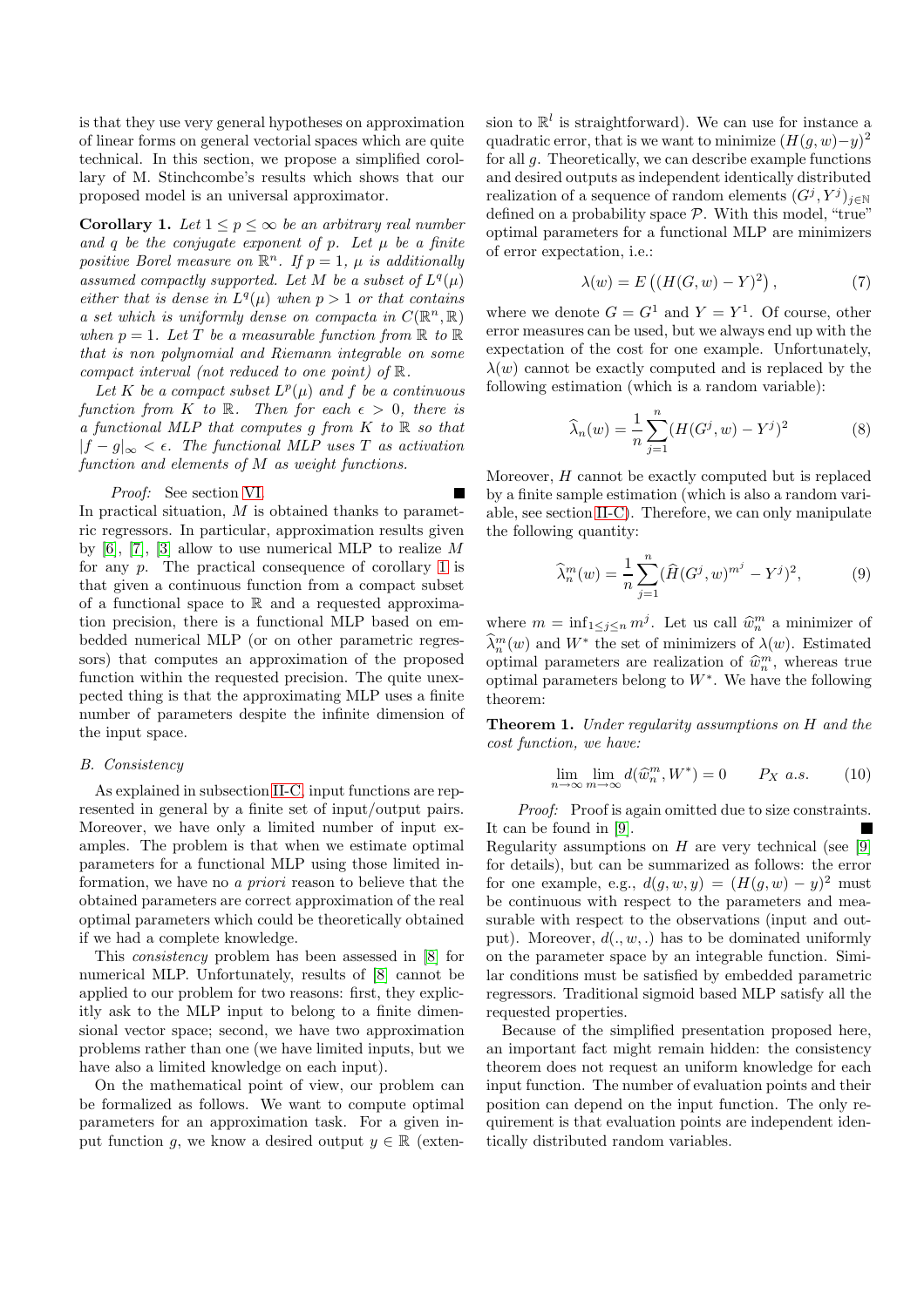is that they use very general hypotheses on approximation of linear forms on general vectorial spaces which are quite technical. In this section, we propose a simplified corollary of M. Stinchcombe's results which shows that our proposed model is an universal approximator.

**Corollary 1.** *Let $1 \leq p \leq \infty$ be an arbitrary real number and $q$ be the conjugate exponent of $p$. Let $\mu$ be a finite positive Borel measure on $\mathbb{R}^n$. If $p = 1$, $\mu$ is additionally assumed compactly supported. Let $M$ be a subset of $L^q(\mu)$ either that is dense in $L^q(\mu)$ when $p > 1$ or that contains a set which is uniformly dense on compacta in $C(\mathbb{R}^n, \mathbb{R})$ when $p = 1$. Let $T$ be a measurable function from $\mathbb{R}$ to $\mathbb{R}$ that is non polynomial and Riemann integrable on some compact interval (not reduced to one point) of $\mathbb{R}$.*

*Let $K$ be a compact subset $L^p(\mu)$ and $f$ be a continuous function from $K$ to $\mathbb{R}$. Then for each $\epsilon > 0$, there is a functional MLP that computes $g$ from $K$ to $\mathbb{R}$ so that $|f - g|_\infty < \epsilon$. The functional MLP uses $T$ as activation function and elements of $M$ as weight functions.*

*Proof:* See section VI. ∎

In practical situation, $M$ is obtained thanks to parametric regressors. In particular, approximation results given by [6], [7], [3] allow to use numerical MLP to realize $M$ for any $p$. The practical consequence of corollary 1 is that given a continuous function from a compact subset of a functional space to $\mathbb{R}$ and a requested approximation precision, there is a functional MLP based on embedded numerical MLP (or on other parametric regressors) that computes an approximation of the proposed function within the requested precision. The quite unexpected thing is that the approximating MLP uses a finite number of parameters despite the infinite dimension of the input space.

### B. Consistency

As explained in subsection II-C, input functions are represented in general by a finite set of input/output pairs. Moreover, we have only a limited number of input examples. The problem is that when we estimate optimal parameters for a functional MLP using those limited information, we have no *a priori* reason to believe that the obtained parameters are correct approximation of the real optimal parameters which could be theoretically obtained if we had a complete knowledge.

This *consistency* problem has been assessed in [8] for numerical MLP. Unfortunately, results of [8] cannot be applied to our problem for two reasons: first, they explicitly ask to the MLP input to belong to a finite dimensional vector space; second, we have two approximation problems rather than one (we have limited inputs, but we have also a limited knowledge on each input).

On the mathematical point of view, our problem can be formalized as follows. We want to compute optimal parameters for an approximation task. For a given input function $g$, we know a desired output $y \in \mathbb{R}$ (extension to $\mathbb{R}^l$ is straightforward). We can use for instance a quadratic error, that is we want to minimize $(H(g, w) - y)^2$ for all $g$. Theoretically, we can describe example functions and desired outputs as independent identically distributed realization of a sequence of random elements $(G^j, Y^j)_{j \in \mathbb{N}}$ defined on a probability space $\mathcal{P}$. With this model, "true" optimal parameters for a functional MLP are minimizers of error expectation, i.e.:

$$\lambda(w) = E\left((H(G, w) - Y)^2\right), \tag{7}$$

where we denote $G = G^1$ and $Y = Y^1$. Of course, other error measures can be used, but we always end up with the expectation of the cost for one example. Unfortunately, $\lambda(w)$ cannot be exactly computed and is replaced by the following estimation (which is a random variable):

$$\widehat{\lambda}_n(w) = \frac{1}{n} \sum_{j=1}^{n} (H(G^j, w) - Y^j)^2 \tag{8}$$

Moreover, $H$ cannot be exactly computed but is replaced by a finite sample estimation (which is also a random variable, see section II-C). Therefore, we can only manipulate the following quantity:

$$\widehat{\lambda}_n^m(w) = \frac{1}{n} \sum_{j=1}^{n} (\widehat{H}(G^j, w)^{m^j} - Y^j)^2, \tag{9}$$

where $m = \inf_{1 \leq j \leq n} m^j$. Let us call $\widehat{w}_n^m$ a minimizer of $\widehat{\lambda}_n^m(w)$ and $W^*$ the set of minimizers of $\lambda(w)$. Estimated optimal parameters are realization of $\widehat{w}_n^m$, whereas true optimal parameters belong to $W^*$. We have the following theorem:

**Theorem 1.** *Under regularity assumptions on $H$ and the cost function, we have:*

$$\lim_{n \to \infty} \lim_{m \to \infty} d(\widehat{w}_n^m, W^*) = 0 \qquad P_X \text{ a.s.} \tag{10}$$

*Proof:* Proof is again omitted due to size constraints. It can be found in [9]. ∎

Regularity assumptions on $H$ are very technical (see [9] for details), but can be summarized as follows: the error for one example, e.g., $d(g, w, y) = (H(g, w) - y)^2$ must be continuous with respect to the parameters and measurable with respect to the observations (input and output). Moreover, $d(., w, .)$ has to be dominated uniformly on the parameter space by an integrable function. Similar conditions must be satisfied by embedded parametric regressors. Traditional sigmoid based MLP satisfy all the requested properties.

Because of the simplified presentation proposed here, an important fact might remain hidden: the consistency theorem does not request an uniform knowledge for each input function. The number of evaluation points and their position can depend on the input function. The only requirement is that evaluation points are independent identically distributed random variables.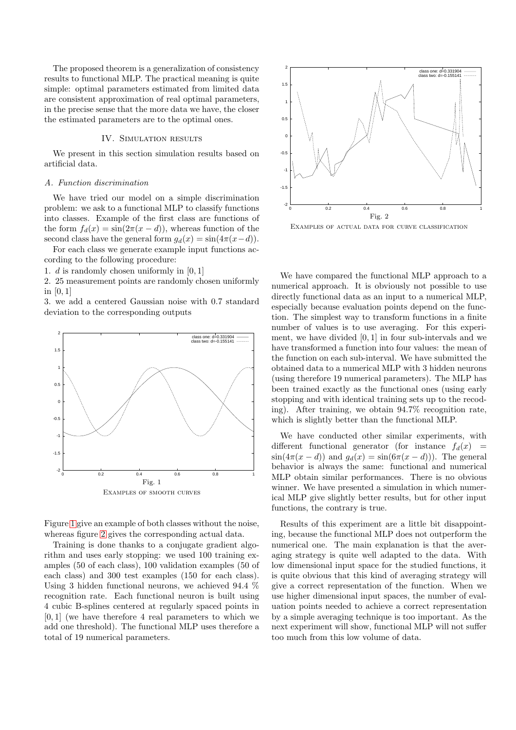The proposed theorem is a generalization of consistency results to functional MLP. The practical meaning is quite simple: optimal parameters estimated from limited data are consistent approximation of real optimal parameters, in the precise sense that the more data we have, the closer the estimated parameters are to the optimal ones.

## IV. Simulation results

We present in this section simulation results based on artificial data.

### A. Function discrimination

We have tried our model on a simple discrimination problem: we ask to a functional MLP to classify functions into classes. Example of the first class are functions of the form $f_d(x) = \sin(2\pi(x - d))$, whereas function of the second class have the general form $g_d(x) = \sin(4\pi(x-d))$.

For each class we generate example input functions according to the following procedure:

1. $d$ is randomly chosen uniformly in $[0, 1]$
2. 25 measurement points are randomly chosen uniformly in $[0, 1]$
3. we add a centered Gaussian noise with 0.7 standard deviation to the corresponding outputs

Fig. 1

Examples of smooth curves

Figure 1 give an example of both classes without the noise, whereas figure 2 gives the corresponding actual data.

Training is done thanks to a conjugate gradient algorithm and uses early stopping: we used 100 training examples (50 of each class), 100 validation examples (50 of each class) and 300 test examples (150 for each class). Using 3 hidden functional neurons, we achieved 94.4 % recognition rate. Each functional neuron is built using 4 cubic B-splines centered at regularly spaced points in $[0, 1]$ (we have therefore 4 real parameters to which we add one threshold). The functional MLP uses therefore a total of 19 numerical parameters.

Fig. 2

Examples of actual data for curve classification

We have compared the functional MLP approach to a numerical approach. It is obviously not possible to use directly functional data as an input to a numerical MLP, especially because evaluation points depend on the function. The simplest way to transform functions in a finite number of values is to use averaging. For this experiment, we have divided $[0, 1]$ in four sub-intervals and we have transformed a function into four values: the mean of the function on each sub-interval. We have submitted the obtained data to a numerical MLP with 3 hidden neurons (using therefore 19 numerical parameters). The MLP has been trained exactly as the functional ones (using early stopping and with identical training sets up to the recoding). After training, we obtain 94.7% recognition rate, which is slightly better than the functional MLP.

We have conducted other similar experiments, with different functional generator (for instance $f_d(x) = \sin(4\pi(x - d))$ and $g_d(x) = \sin(6\pi(x - d))$). The general behavior is always the same: functional and numerical MLP obtain similar performances. There is no obvious winner. We have presented a simulation in which numerical MLP give slightly better results, but for other input functions, the contrary is true.

Results of this experiment are a little bit disappointing, because the functional MLP does not outperform the numerical one. The main explanation is that the averaging strategy is quite well adapted to the data. With low dimensional input space for the studied functions, it is quite obvious that this kind of averaging strategy will give a correct representation of the function. When we use higher dimensional input spaces, the number of evaluation points needed to achieve a correct representation by a simple averaging technique is too important. As the next experiment will show, functional MLP will not suffer too much from this low volume of data.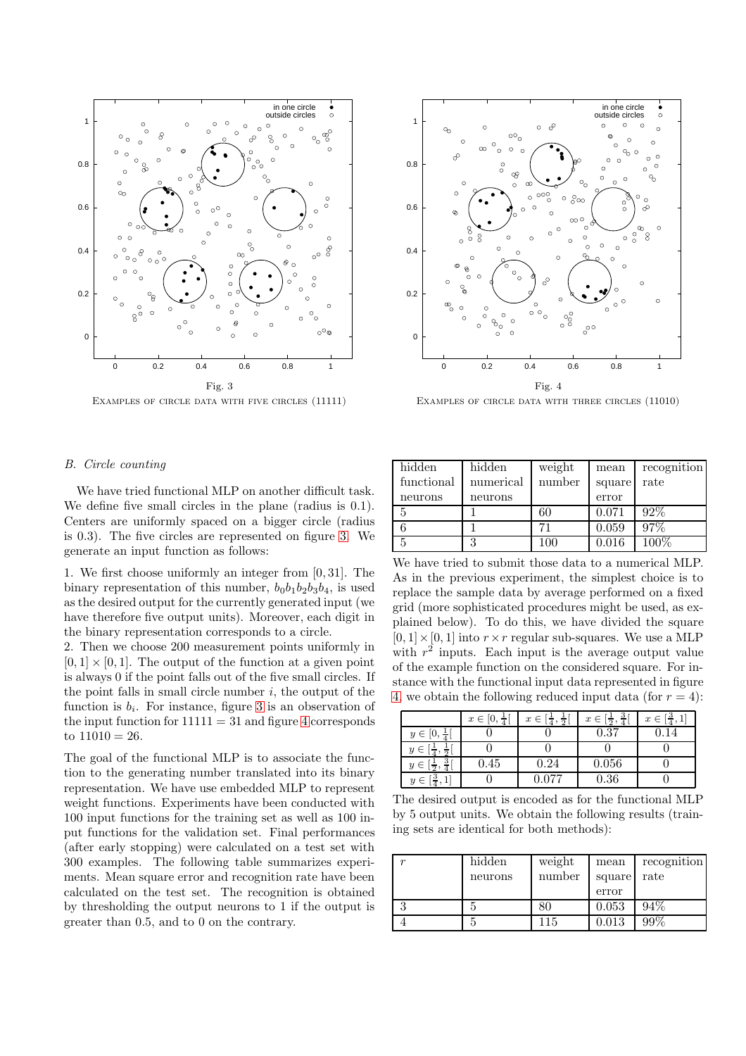Fig. 3
EXAMPLES OF CIRCLE DATA WITH FIVE CIRCLES (11111)

Fig. 4
EXAMPLES OF CIRCLE DATA WITH THREE CIRCLES (11010)

### B. Circle counting

We have tried functional MLP on another difficult task. We define five small circles in the plane (radius is 0.1). Centers are uniformly spaced on a bigger circle (radius is 0.3). The five circles are represented on figure 3. We generate an input function as follows:

1. We first choose uniformly an integer from $[0, 31]$. The binary representation of this number, $b_0b_1b_2b_3b_4$, is used as the desired output for the currently generated input (we have therefore five output units). Moreover, each digit in the binary representation corresponds to a circle.
2. Then we choose 200 measurement points uniformly in $[0, 1] \times [0, 1]$. The output of the function at a given point is always 0 if the point falls out of the five small circles. If the point falls in small circle number $i$, the output of the function is $b_i$. For instance, figure 3 is an observation of the input function for $11111 = 31$ and figure 4 corresponds to $11010 = 26$.

The goal of the functional MLP is to associate the function to the generating number translated into its binary representation. We have use embedded MLP to represent weight functions. Experiments have been conducted with 100 input functions for the training set as well as 100 input functions for the validation set. Final performances (after early stopping) were calculated on a test set with 300 examples. The following table summarizes experiments. Mean square error and recognition rate have been calculated on the test set. The recognition is obtained by thresholding the output neurons to 1 if the output is greater than 0.5, and to 0 on the contrary.

| hidden functional neurons | hidden numerical neurons | weight number | mean square error | recognition rate |
|---|---|---|---|---|
| 5 | 1 | 60 | 0.071 | 92% |
| 6 | 1 | 71 | 0.059 | 97% |
| 5 | 3 | 100 | 0.016 | 100% |

We have tried to submit those data to a numerical MLP. As in the previous experiment, the simplest choice is to replace the sample data by average performed on a fixed grid (more sophisticated procedures might be used, as explained below). To do this, we have divided the square $[0, 1] \times [0, 1]$ into $r \times r$ regular sub-squares. We use a MLP with $r^2$ inputs. Each input is the average output value of the example function on the considered square. For instance with the functional input data represented in figure 4, we obtain the following reduced input data (for $r = 4$):

| | $x \in [0, \frac{1}{4}[$ | $x \in [\frac{1}{4}, \frac{1}{2}[$ | $x \in [\frac{1}{2}, \frac{3}{4}[$ | $x \in [\frac{3}{4}, 1]$ |
|---|---|---|---|---|
| $y \in [0, \frac{1}{4}[$ | 0 | 0 | 0.37 | 0.14 |
| $y \in [\frac{1}{4}, \frac{1}{2}[$ | 0 | 0 | 0 | 0 |
| $y \in [\frac{1}{2}, \frac{3}{4}[$ | 0.45 | 0.24 | 0.056 | 0 |
| $y \in [\frac{3}{4}, 1]$ | 0 | 0.077 | 0.36 | 0 |

The desired output is encoded as for the functional MLP by 5 output units. We obtain the following results (training sets are identical for both methods):

| $r$ | hidden neurons | weight number | mean square error | recognition rate |
|---|---|---|---|---|
| 3 | 5 | 80 | 0.053 | 94% |
| 4 | 5 | 115 | 0.013 | 99% |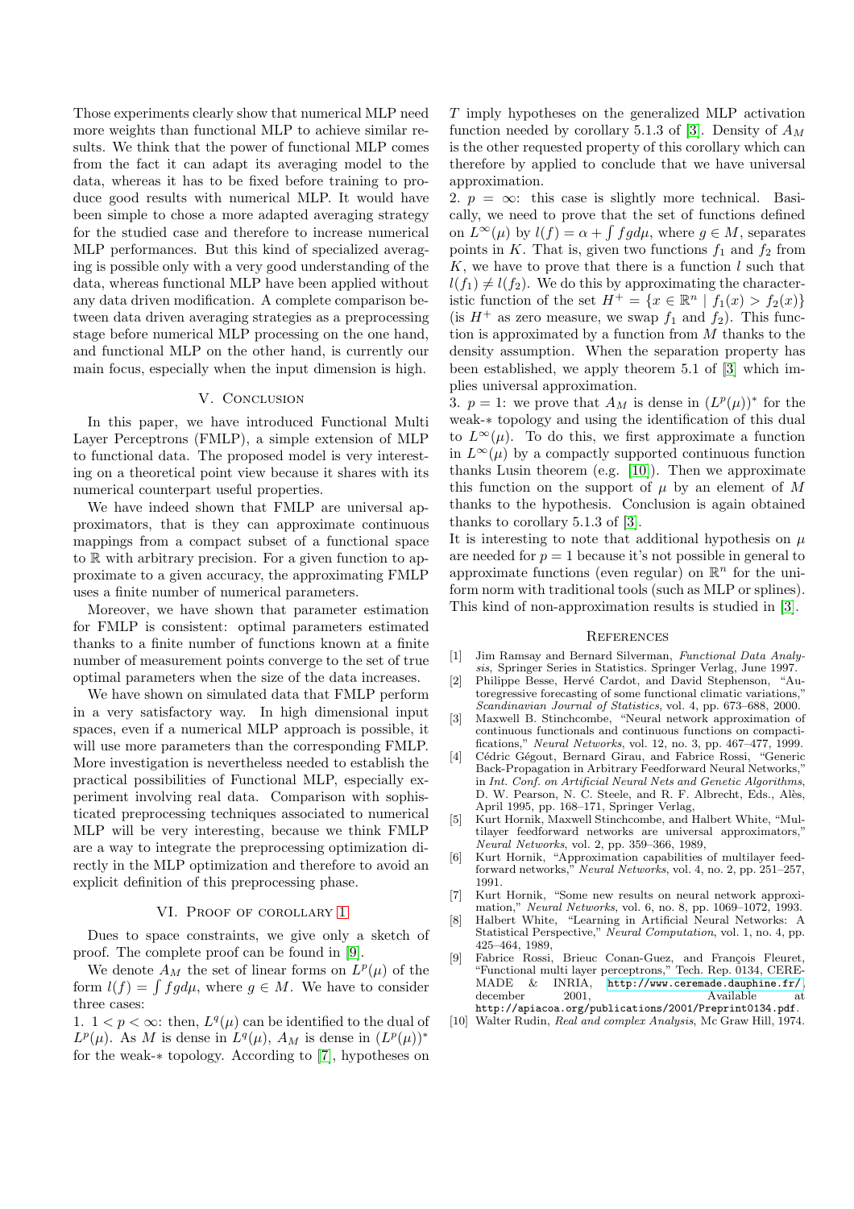Those experiments clearly show that numerical MLP need more weights than functional MLP to achieve similar results. We think that the power of functional MLP comes from the fact it can adapt its averaging model to the data, whereas it has to be fixed before training to produce good results with numerical MLP. It would have been simple to chose a more adapted averaging strategy for the studied case and therefore to increase numerical MLP performances. But this kind of specialized averaging is possible only with a very good understanding of the data, whereas functional MLP have been applied without any data driven modification. A complete comparison between data driven averaging strategies as a preprocessing stage before numerical MLP processing on the one hand, and functional MLP on the other hand, is currently our main focus, especially when the input dimension is high.

## V. Conclusion

In this paper, we have introduced Functional Multi Layer Perceptrons (FMLP), a simple extension of MLP to functional data. The proposed model is very interesting on a theoretical point view because it shares with its numerical counterpart useful properties.

We have indeed shown that FMLP are universal approximators, that is they can approximate continuous mappings from a compact subset of a functional space to $\mathbb{R}$ with arbitrary precision. For a given function to approximate to a given accuracy, the approximating FMLP uses a finite number of numerical parameters.

Moreover, we have shown that parameter estimation for FMLP is consistent: optimal parameters estimated thanks to a finite number of functions known at a finite number of measurement points converge to the set of true optimal parameters when the size of the data increases.

We have shown on simulated data that FMLP perform in a very satisfactory way. In high dimensional input spaces, even if a numerical MLP approach is possible, it will use more parameters than the corresponding FMLP. More investigation is nevertheless needed to establish the practical possibilities of Functional MLP, especially experiment involving real data. Comparison with sophisticated preprocessing techniques associated to numerical MLP will be very interesting, because we think FMLP are a way to integrate the preprocessing optimization directly in the MLP optimization and therefore to avoid an explicit definition of this preprocessing phase.

## VI. Proof of corollary 1

Dues to space constraints, we give only a sketch of proof. The complete proof can be found in [9].

We denote $A_M$ the set of linear forms on $L^p(\mu)$ of the form $l(f) = \int fg d\mu$, where $g \in M$. We have to consider three cases:

1. $1 < p < \infty$: then, $L^q(\mu)$ can be identified to the dual of $L^p(\mu)$. As $M$ is dense in $L^q(\mu)$, $A_M$ is dense in $(L^p(\mu))^*$ for the weak-$*$ topology. According to [7], hypotheses on $T$ imply hypotheses on the generalized MLP activation function needed by corollary 5.1.3 of [3]. Density of $A_M$ is the other requested property of this corollary which can therefore by applied to conclude that we have universal approximation.
2. $p = \infty$: this case is slightly more technical. Basically, we need to prove that the set of functions defined on $L^\infty(\mu)$ by $l(f) = \alpha + \int fg d\mu$, where $g \in M$, separates points in $K$. That is, given two functions $f_1$ and $f_2$ from $K$, we have to prove that there is a function $l$ such that $l(f_1) \neq l(f_2)$. We do this by approximating the characteristic function of the set $H^+ = \{x \in \mathbb{R}^n \mid f_1(x) > f_2(x)\}$ (is $H^+$ as zero measure, we swap $f_1$ and $f_2$). This function is approximated by a function from $M$ thanks to the density assumption. When the separation property has been established, we apply theorem 5.1 of [3] which implies universal approximation.
3. $p = 1$: we prove that $A_M$ is dense in $(L^p(\mu))^*$ for the weak-$*$ topology and using the identification of this dual to $L^\infty(\mu)$. To do this, we first approximate a function in $L^\infty(\mu)$ by a compactly supported continuous function thanks Lusin theorem (e.g. [10]). Then we approximate this function on the support of $\mu$ by an element of $M$ thanks to the hypothesis. Conclusion is again obtained thanks to corollary 5.1.3 of [3].

It is interesting to note that additional hypothesis on $\mu$ are needed for $p = 1$ because it's not possible in general to approximate functions (even regular) on $\mathbb{R}^n$ for the uniform norm with traditional tools (such as MLP or splines). This kind of non-approximation results is studied in [3].

## References

[1] Jim Ramsay and Bernard Silverman, *Functional Data Analysis*, Springer Series in Statistics. Springer Verlag, June 1997.

[2] Philippe Besse, Hervé Cardot, and David Stephenson, "Autoregressive forecasting of some functional climatic variations," *Scandinavian Journal of Statistics*, vol. 4, pp. 673–688, 2000.

[3] Maxwell B. Stinchcombe, "Neural network approximation of continuous functionals and continuous functions on compactifications," *Neural Networks*, vol. 12, no. 3, pp. 467–477, 1999.

[4] Cédric Gégout, Bernard Girau, and Fabrice Rossi, "Generic Back-Propagation in Arbitrary Feedforward Neural Networks," in *Int. Conf. on Artificial Neural Nets and Genetic Algorithms*, D. W. Pearson, N. C. Steele, and R. F. Albrecht, Eds., Alès, April 1995, pp. 168–171, Springer Verlag,

[5] Kurt Hornik, Maxwell Stinchcombe, and Halbert White, "Multilayer feedforward networks are universal approximators," *Neural Networks*, vol. 2, pp. 359–366, 1989,

[6] Kurt Hornik, "Approximation capabilities of multilayer feedforward networks," *Neural Networks*, vol. 4, no. 2, pp. 251–257, 1991.

[7] Kurt Hornik, "Some new results on neural network approximation," *Neural Networks*, vol. 6, no. 8, pp. 1069–1072, 1993.

[8] Halbert White, "Learning in Artificial Neural Networks: A Statistical Perspective," *Neural Computation*, vol. 1, no. 4, pp. 425–464, 1989,

[9] Fabrice Rossi, Brieuc Conan-Guez, and François Fleuret, "Functional multi layer perceptrons," Tech. Rep. 0134, CEREMADE & INRIA, http://www.ceremade.dauphine.fr/, december 2001, Available at http://apiacoa.org/publications/2001/Preprint0134.pdf.

[10] Walter Rudin, *Real and complex Analysis*, Mc Graw Hill, 1974.